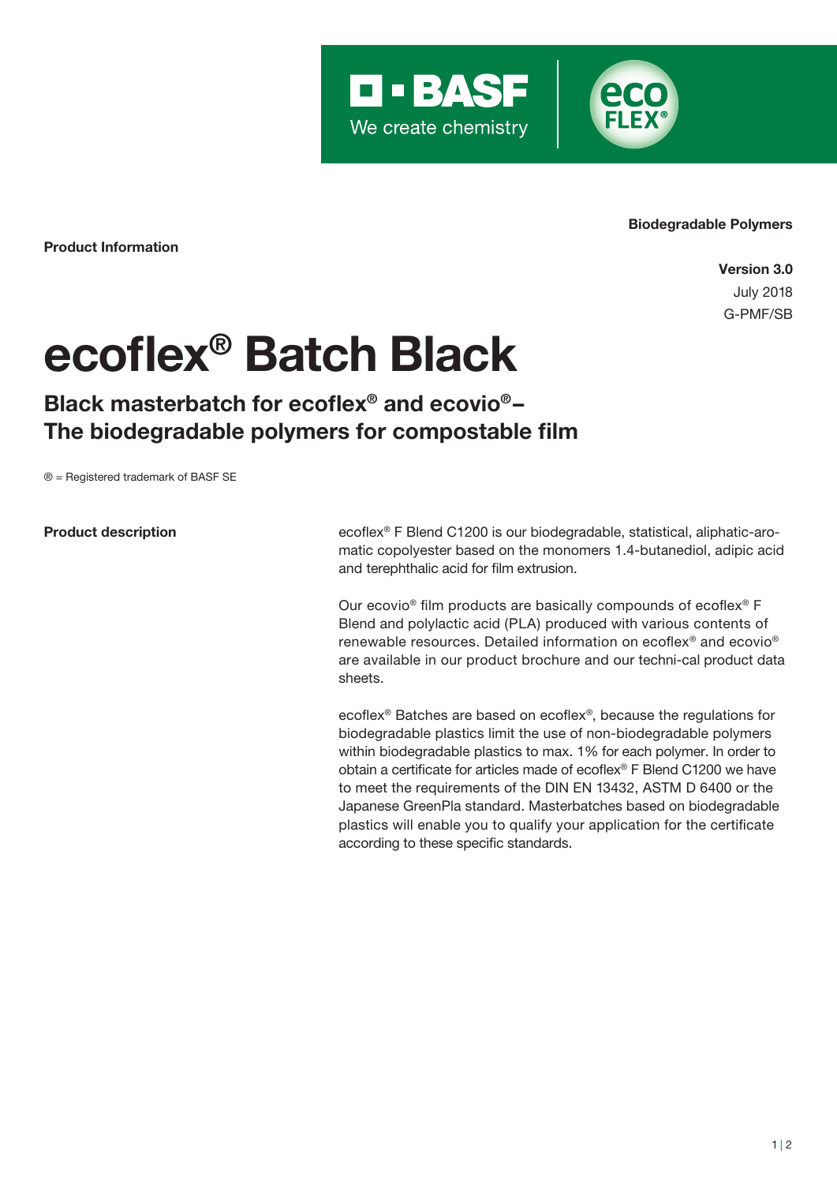Biodegradable Polymers

**Product Information**

**Version 3.0**
July 2018
G-PMF/SB

# ecoflex® Batch Black

## Black masterbatch for ecoflex® and ecovio®– The biodegradable polymers for compostable film

® = Registered trademark of BASF SE

**Product description**

ecoflex® F Blend C1200 is our biodegradable, statistical, aliphatic-aromatic copolyester based on the monomers 1.4-butanediol, adipic acid and terephthalic acid for film extrusion.

Our ecovio® film products are basically compounds of ecoflex® F Blend and polylactic acid (PLA) produced with various contents of renewable resources. Detailed information on ecoflex® and ecovio® are available in our product brochure and our techni-cal product data sheets.

ecoflex® Batches are based on ecoflex®, because the regulations for biodegradable plastics limit the use of non-biodegradable polymers within biodegradable plastics to max. 1% for each polymer. In order to obtain a certificate for articles made of ecoflex® F Blend C1200 we have to meet the requirements of the DIN EN 13432, ASTM D 6400 or the Japanese GreenPla standard. Masterbatches based on biodegradable plastics will enable you to qualify your application for the certificate according to these specific standards.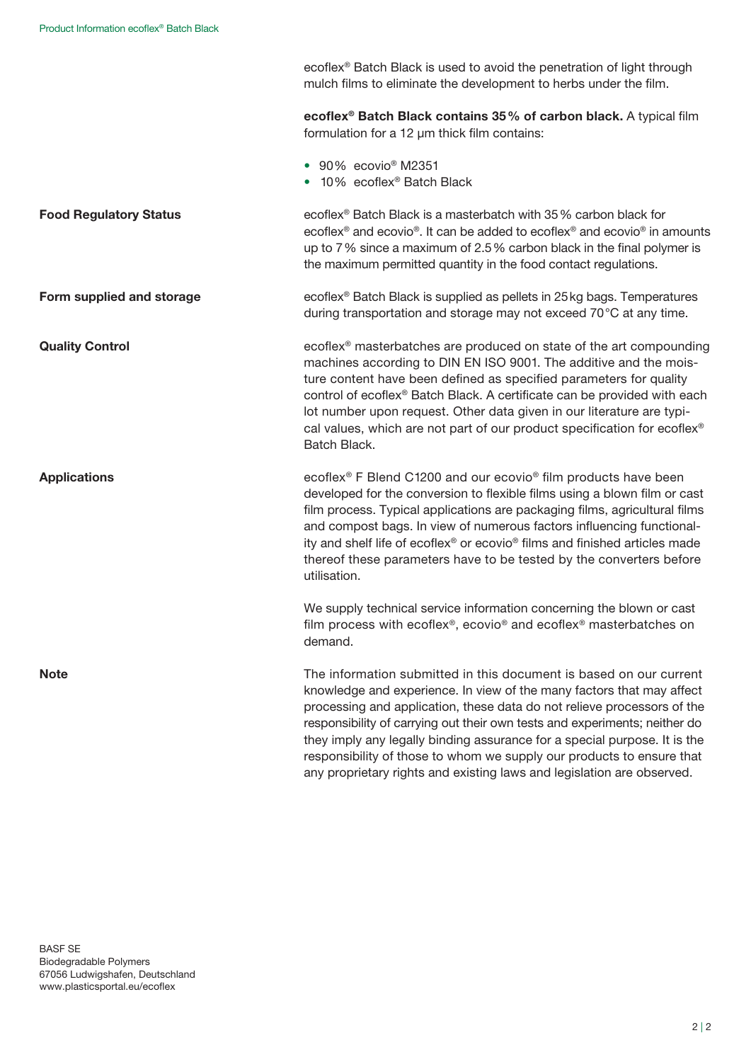ecoflex® Batch Black is used to avoid the penetration of light through mulch films to eliminate the development to herbs under the film.

**ecoflex® Batch Black contains 35% of carbon black.** A typical film formulation for a 12 µm thick film contains:

- 90% ecovio® M2351
- 10% ecoflex® Batch Black

## Food Regulatory Status

ecoflex® Batch Black is a masterbatch with 35% carbon black for ecoflex® and ecovio®. It can be added to ecoflex® and ecovio® in amounts up to 7% since a maximum of 2.5% carbon black in the final polymer is the maximum permitted quantity in the food contact regulations.

## Form supplied and storage

ecoflex® Batch Black is supplied as pellets in 25kg bags. Temperatures during transportation and storage may not exceed 70°C at any time.

## Quality Control

ecoflex® masterbatches are produced on state of the art compounding machines according to DIN EN ISO 9001. The additive and the moisture content have been defined as specified parameters for quality control of ecoflex® Batch Black. A certificate can be provided with each lot number upon request. Other data given in our literature are typical values, which are not part of our product specification for ecoflex® Batch Black.

## Applications

ecoflex® F Blend C1200 and our ecovio® film products have been developed for the conversion to flexible films using a blown film or cast film process. Typical applications are packaging films, agricultural films and compost bags. In view of numerous factors influencing functionality and shelf life of ecoflex® or ecovio® films and finished articles made thereof these parameters have to be tested by the converters before utilisation.

We supply technical service information concerning the blown or cast film process with ecoflex®, ecovio® and ecoflex® masterbatches on demand.

## Note

The information submitted in this document is based on our current knowledge and experience. In view of the many factors that may affect processing and application, these data do not relieve processors of the responsibility of carrying out their own tests and experiments; neither do they imply any legally binding assurance for a special purpose. It is the responsibility of those to whom we supply our products to ensure that any proprietary rights and existing laws and legislation are observed.

BASF SE
Biodegradable Polymers
67056 Ludwigshafen, Deutschland
www.plasticsportal.eu/ecoflex